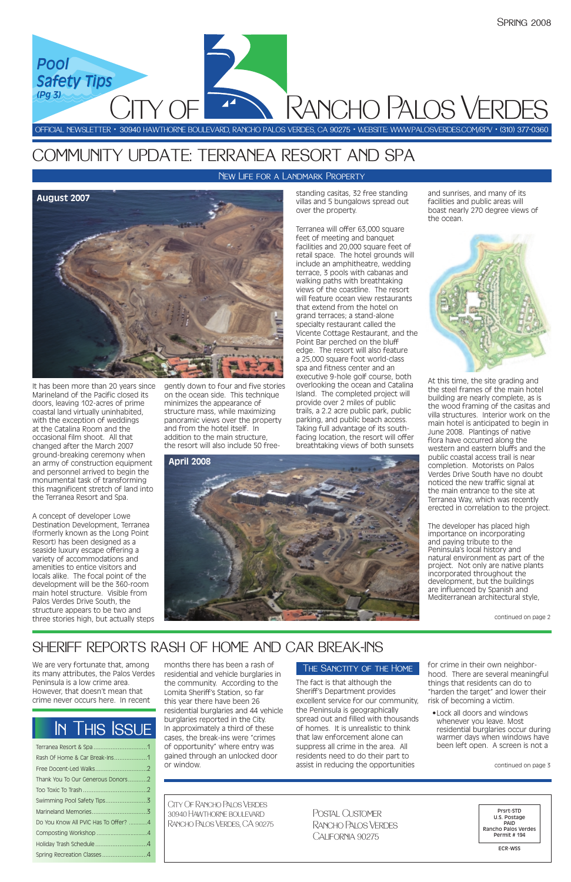Spring 2008

**Pool Safety Tips** *(Pg 3)*

# City of Rancho Palos Verdes

OFFICIAL NEWSLETTER • 30940 HAWTHORNE BOULEVARD, RANCHO PALOS VERDES, CA 90275 • WEBSITE: WWW.PALOSVERDES.COM/RPV • (310) 377-0360

## COMMUNITY UPDATE: TERRANEA RESORT AND SPA

### New Life for a Landmark Property

August 2007

It has been more than 20 years since Marineland of the Pacific closed its doors, leaving 102-acres of prime coastal land virtually uninhabited, with the exception of weddings at the Catalina Room and the occasional film shoot. All that changed after the March 2007 ground-breaking ceremony when an army of construction equipment and personnel arrived to begin the monumental task of transforming this magnificent stretch of land into the Terranea Resort and Spa.

A concept of developer Lowe Destination Development, Terranea (formerly known as the Long Point Resort) has been designed as a seaside luxury escape offering a variety of accommodations and amenities to entice visitors and locals alike. The focal point of the development will be the 360-room main hotel structure. Visible from Palos Verdes Drive South, the structure appears to be two and three stories high, but actually steps gently down to four and five stories on the ocean side. This technique minimizes the appearance of structure mass, while maximizing panoramic views over the property and from the hotel itself. In addition to the main structure, the resort will also include 50 free-standing casitas, 32 free standing villas and 5 bungalows spread out over the property.

Terranea will offer 63,000 square feet of meeting and banquet facilities and 20,000 square feet of retail space. The hotel grounds will include an amphitheatre, wedding terrace, 3 pools with cabanas and walking paths with breathtaking views of the coastline. The resort will feature ocean view restaurants that extend from the hotel on grand terraces; a stand-alone specialty restaurant called the Vicente Cottage Restaurant, and the Point Bar perched on the bluff edge. The resort will also feature a 25,000 square foot world-class spa and fitness center and an executive 9-hole golf course, both overlooking the ocean and Catalina Island. The completed project will provide over 2 miles of public trails, a 2.2 acre public park, public parking, and public beach access. Taking full advantage of its south-facing location, the resort will offer breathtaking views of both sunsets and sunrises, and many of its facilities and public areas will boast nearly 270 degree views of the ocean.

April 2008

At this time, the site grading and the steel frames of the main hotel building are nearly complete, as is the wood framing of the casitas and villa structures. Interior work on the main hotel is anticipated to begin in June 2008. Plantings of native flora have occurred along the western and eastern bluffs and the public coastal access trail is near completion. Motorists on Palos Verdes Drive South have no doubt noticed the new traffic signal at the main entrance to the site at Terranea Way, which was recently erected in correlation to the project.

The developer has placed high importance on incorporating and paying tribute to the Peninsula's local history and natural environment as part of the project. Not only are native plants incorporated throughout the development, but the buildings are influenced by Spanish and Mediterranean architectural style,

continued on page 2

## SHERIFF REPORTS RASH OF HOME AND CAR BREAK-INS

We are very fortunate that, among its many attributes, the Palos Verdes Peninsula is a low crime area. However, that doesn't mean that crime never occurs here. In recent months there has been a rash of residential and vehicle burglaries in the community. According to the Lomita Sheriff's Station, so far this year there have been 26 residential burglaries and 44 vehicle burglaries reported in the City. In approximately a third of these cases, the break-ins were "crimes of opportunity" where entry was gained through an unlocked door or window.

### The Sanctity of the Home

The fact is that although the Sheriff's Department provides excellent service for our community, the Peninsula is geographically spread out and filled with thousands of homes. It is unrealistic to think that law enforcement alone can suppress all crime in the area. All residents need to do their part to assist in reducing the opportunities for crime in their own neighborhood. There are several meaningful things that residents can do to "harden the target" and lower their risk of becoming a victim.

- Lock all doors and windows whenever you leave. Most residential burglaries occur during warmer days when windows have been left open. A screen is not a

continued on page 3

## In This Issue

| | |
|---|---|
| Terranea Resort & Spa | 1 |
| Rash Of Home & Car Break-Ins | 1 |
| Free Docent-Led Walks | 2 |
| Thank You To Our Generous Donors | 2 |
| Too Toxic To Trash | 2 |
| Swimming Pool Safety Tips | 3 |
| Marineland Memories | 3 |
| Do You Know All PVIC Has To Offer? | 4 |
| Composting Workshop | 4 |
| Holiday Trash Schedule | 4 |
| Spring Recreation Classes | 4 |

City Of Rancho Palos Verdes
30940 Hawthorne Boulevard
Rancho Palos Verdes, CA 90275

Postal Customer
Rancho Palos Verdes
California 90275

Prsrt-STD
U.S. Postage
PAID
Rancho Palos Verdes
Permit # 194

ECR-WSS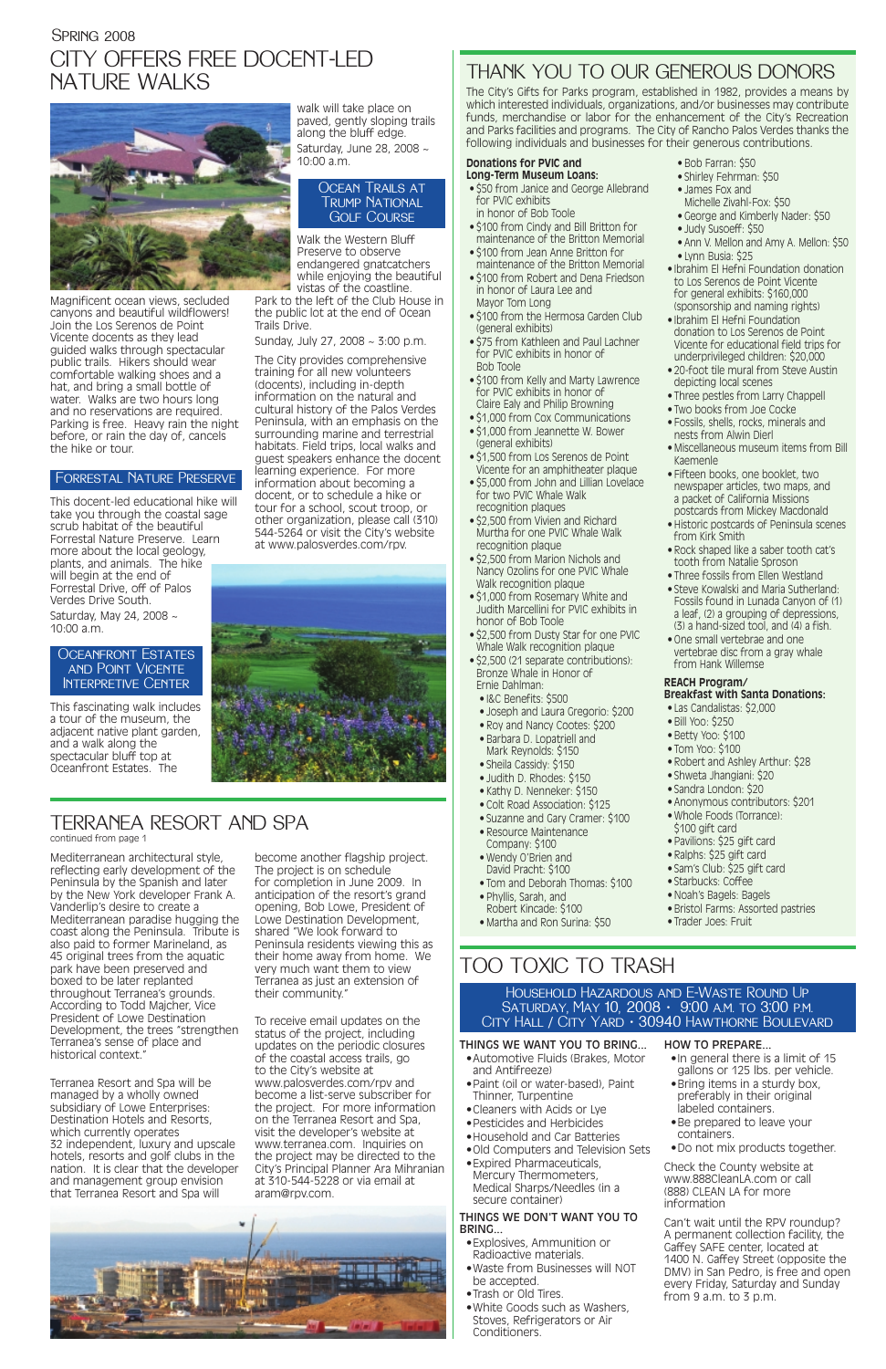Spring 2008

# City Offers Free Docent-Led Nature Walks

Magnificent ocean views, secluded canyons and beautiful wildflowers! Join the Los Serenos de Point Vicente docents as they lead guided walks through spectacular public trails. Hikers should wear comfortable walking shoes and a hat, and bring a small bottle of water. Walks are two hours long and no reservations are required. Parking is free. Heavy rain the night before, or rain the day of, cancels the hike or tour.

## Forrestal Nature Preserve

This docent-led educational hike will take you through the coastal sage scrub habitat of the beautiful Forrestal Nature Preserve. Learn more about the local geology, plants, and animals. The hike will begin at the end of Forrestal Drive, off of Palos Verdes Drive South.

Saturday, May 24, 2008 ~ 10:00 a.m.

## Oceanfront Estates and Point Vicente Interpretive Center

This fascinating walk includes a tour of the museum, the adjacent native plant garden, and a walk along the spectacular bluff top at Oceanfront Estates. The walk will take place on paved, gently sloping trails along the bluff edge.

Saturday, June 28, 2008 ~ 10:00 a.m.

## Ocean Trails at Trump National Golf Course

Walk the Western Bluff Preserve to observe endangered gnatcatchers while enjoying the beautiful vistas of the coastline. Park to the left of the Club House in the public lot at the end of Ocean Trails Drive.

Sunday, July 27, 2008 ~ 3:00 p.m.

The City provides comprehensive training for all new volunteers (docents), including in-depth information on the natural and cultural history of the Palos Verdes Peninsula, with an emphasis on the surrounding marine and terrestrial habitats. Field trips, local walks and guest speakers enhance the docent learning experience. For more information about becoming a docent, or to schedule a hike or tour for a school, scout troop, or other organization, please call (310) 544-5264 or visit the City's website at www.palosverdes.com/rpv.

# Terranea Resort and Spa

continued from page 1

Mediterranean architectural style, reflecting early development of the Peninsula by the Spanish and later by the New York developer Frank A. Vanderlip's desire to create a Mediterranean paradise hugging the coast along the Peninsula. Tribute is also paid to former Marineland, as 45 original trees from the aquatic park have been preserved and boxed to be later replanted throughout Terranea's grounds. According to Todd Majcher, Vice President of Lowe Destination Development, the trees "strengthen Terranea's sense of place and historical context."

Terranea Resort and Spa will be managed by a wholly owned subsidiary of Lowe Enterprises: Destination Hotels and Resorts, which currently operates 32 independent, luxury and upscale hotels, resorts and golf clubs in the nation. It is clear that the developer and management group envision that Terranea Resort and Spa will become another flagship project. The project is on schedule for completion in June 2009. In anticipation of the resort's grand opening, Bob Lowe, President of Lowe Destination Development, shared "We look forward to Peninsula residents viewing this as their home away from home. We very much want them to view Terranea as just an extension of their community."

To receive email updates on the status of the project, including updates on the periodic closures of the coastal access trails, go to the City's website at www.palosverdes.com/rpv and become a list-serve subscriber for the project. For more information on the Terranea Resort and Spa, visit the developer's website at www.terranea.com. Inquiries on the project may be directed to the City's Principal Planner Ara Mihranian at 310-544-5228 or via email at aram@rpv.com.

# Thank You to Our Generous Donors

The City's Gifts for Parks program, established in 1982, provides a means by which interested individuals, organizations, and/or businesses may contribute funds, merchandise or labor for the enhancement of the City's Recreation and Parks facilities and programs. The City of Rancho Palos Verdes thanks the following individuals and businesses for their generous contributions.

**Donations for PVIC and Long-Term Museum Loans:**

- $50 from Janice and George Allebrand for PVIC exhibits in honor of Bob Toole
- $100 from Cindy and Bill Britton for maintenance of the Britton Memorial
- $100 from Jean Anne Britton for maintenance of the Britton Memorial
- $100 from Robert and Dena Friedson in honor of Laura Lee and Mayor Tom Long
- $100 from the Hermosa Garden Club (general exhibits)
- $75 from Kathleen and Paul Lachner for PVIC exhibits in honor of Bob Toole
- $100 from Kelly and Marty Lawrence for PVIC exhibits in honor of Claire Ealy and Philip Browning
- $1,000 from Cox Communications
- $1,000 from Jeannette W. Bower (general exhibits)
- $1,500 from Los Serenos de Point Vicente for an amphitheater plaque
- $5,000 from John and Lillian Lovelace for two PVIC Whale Walk recognition plaques
- $2,500 from Vivien and Richard Murtha for one PVIC Whale Walk recognition plaque
- $2,500 from Marion Nichols and Nancy Ozolins for one PVIC Whale Walk recognition plaque
- $1,000 from Rosemary White and Judith Marcellini for PVIC exhibits in honor of Bob Toole
- $2,500 from Dusty Star for one PVIC Whale Walk recognition plaque
- $2,500 (21 separate contributions): Bronze Whale in Honor of Ernie Dahlman:
  - I&C Benefits: $500
  - Joseph and Laura Gregorio: $200
  - Roy and Nancy Cootes: $200
  - Barbara D. Lopatriell and Mark Reynolds: $150
  - Sheila Cassidy: $150
  - Judith D. Rhodes: $150
  - Kathy D. Nenneker: $150
  - Colt Road Association: $125
  - Suzanne and Gary Cramer: $100
  - Resource Maintenance Company: $100
  - Wendy O'Brien and David Pracht: $100
  - Tom and Deborah Thomas: $100
  - Phyllis, Sarah, and Robert Kincade: $100
  - Martha and Ron Surina: $50
  - Bob Farran: $50
  - Shirley Fehrman: $50
  - James Fox and Michelle Zivahl-Fox: $50
  - George and Kimberly Nader: $50
  - Judy Susoeff: $50
  - Ann V. Mellon and Amy A. Mellon: $50
  - Lynn Busia: $25
- Ibrahim El Hefni Foundation donation to Los Serenos de Point Vicente for general exhibits: $160,000 (sponsorship and naming rights)
- Ibrahim El Hefni Foundation donation to Los Serenos de Point Vicente for educational field trips for underprivileged children: $20,000
- 20-foot tile mural from Steve Austin depicting local scenes
- Three pestles from Larry Chappell
- Two books from Joe Cocke
- Fossils, shells, rocks, minerals and nests from Alwin Dierl
- Miscellaneous museum items from Bill Kaemenle
- Fifteen books, one booklet, two newspaper articles, two maps, and a packet of California Missions postcards from Mickey Macdonald
- Historic postcards of Peninsula scenes from Kirk Smith
- Rock shaped like a saber tooth cat's tooth from Natalie Sproson
- Three fossils from Ellen Westland
- Steve Kowalski and Maria Sutherland: Fossils found in Lunada Canyon of (1) a leaf, (2) a grouping of depressions, (3) a hand-sized tool, and (4) a fish.
- One small vertebrae and one vertebrae disc from a gray whale from Hank Willemse

**REACH Program/ Breakfast with Santa Donations:**

- Las Candalistas: $2,000
- Bill Yoo: $250
- Betty Yoo: $100
- Tom Yoo: $100
- Robert and Ashley Arthur: $28
- Shweta Jhangiani: $20
- Sandra London: $20
- Anonymous contributors: $201
- Whole Foods (Torrance): $100 gift card
- Pavilions: $25 gift card
- Ralphs: $25 gift card
- Sam's Club: $25 gift card
- Starbucks: Coffee
- Noah's Bagels: Bagels
- Bristol Farms: Assorted pastries
- Trader Joes: Fruit

# Too Toxic to Trash

## Household Hazardous and E-Waste Round Up
## Saturday, May 10, 2008 • 9:00 a.m. to 3:00 p.m.
## City Hall / City Yard • 30940 Hawthorne Boulevard

**THINGS WE WANT YOU TO BRING...**

- Automotive Fluids (Brakes, Motor and Antifreeze)
- Paint (oil or water-based), Paint Thinner, Turpentine
- Cleaners with Acids or Lye
- Pesticides and Herbicides
- Household and Car Batteries
- Old Computers and Television Sets
- Expired Pharmaceuticals, Mercury Thermometers, Medical Sharps/Needles (in a secure container)

**THINGS WE DON'T WANT YOU TO BRING...**

- Explosives, Ammunition or Radioactive materials.
- Waste from Businesses will NOT be accepted.
- Trash or Old Tires.
- White Goods such as Washers, Stoves, Refrigerators or Air Conditioners.

**HOW TO PREPARE...**

- In general there is a limit of 15 gallons or 125 lbs. per vehicle.
- Bring items in a sturdy box, preferably in their original labeled containers.
- Be prepared to leave your containers.
- Do not mix products together.

Check the County website at www.888CleanLA.com or call (888) CLEAN LA for more information

Can't wait until the RPV roundup? A permanent collection facility, the Gaffey SAFE center, located at 1400 N. Gaffey Street (opposite the DMV) in San Pedro, is free and open every Friday, Saturday and Sunday from 9 a.m. to 3 p.m.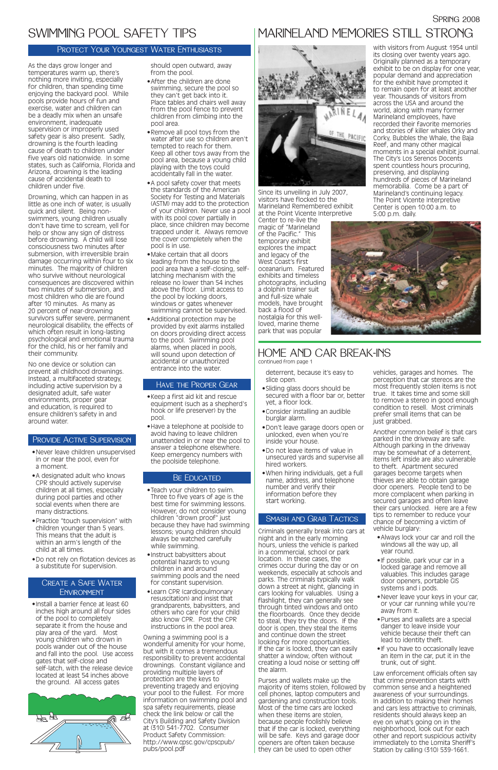# SWIMMING POOL SAFETY TIPS

## Protect Your Youngest Water Enthusiasts

As the days grow longer and temperatures warm up, there's nothing more inviting, especially for children, than spending time enjoying the backyard pool. While pools provide hours of fun and exercise, water and children can be a deadly mix when an unsafe environment, inadequate supervision or improperly used safety gear is also present. Sadly, drowning is the fourth leading cause of death to children under five years old nationwide. In some states, such as California, Florida and Arizona, drowning is the leading cause of accidental death to children under five.

Drowning, which can happen in as little as one inch of water, is usually quick and silent. Being non-swimmers, young children usually don't have time to scream, yell for help or show any sign of distress before drowning. A child will lose consciousness two minutes after submersion, with irreversible brain damage occurring within four to six minutes. The majority of children who survive without neurological consequences are discovered within two minutes of submersion, and most children who die are found after 10 minutes. As many as 20 percent of near-drowning survivors suffer severe, permanent neurological disability, the effects of which often result in long-lasting psychological and emotional trauma for the child, his or her family and their community.

No one device or solution can prevent all childhood drownings. Instead, a multifaceted strategy, including active supervision by a designated adult, safe water environments, proper gear and education, is required to ensure children's safety in and around water.

### Provide Active Supervision

- Never leave children unsupervised in or near the pool, even for a moment.
- A designated adult who knows CPR should actively supervise children at all times, especially during pool parties and other social events when there are many distractions.
- Practice "touch supervision" with children younger than 5 years. This means that the adult is within an arm's length of the child at all times.
- Do not rely on flotation devices as a substitute for supervision.

### Create a Safe Water Environment

- Install a barrier fence at least 60 inches high around all four sides of the pool to completely separate it from the house and play area of the yard. Most young children who drown in pools wander out of the house and fall into the pool. Use access gates that self-close and self-latch, with the release device located at least 54 inches above the ground. All access gates should open outward, away from the pool.
- After the children are done swimming, secure the pool so they can't get back into it. Place tables and chairs well away from the pool fence to prevent children from climbing into the pool area.
- Remove all pool toys from the water after use so children aren't tempted to reach for them. Keep all other toys away from the pool area, because a young child playing with the toys could accidentally fall in the water.
- A pool safety cover that meets the standards of the American Society for Testing and Materials (ASTM) may add to the protection of your children. Never use a pool with its pool cover partially in place, since children may become trapped under it. Always remove the cover completely when the pool is in use.
- Make certain that all doors leading from the house to the pool area have a self-closing, self-latching mechanism with the release no lower than 54 inches above the floor. Limit access to the pool by locking doors, windows or gates whenever swimming cannot be supervised.
- Additional protection may be provided by exit alarms installed on doors providing direct access to the pool. Swimming pool alarms, when placed in pools, will sound upon detection of accidental or unauthorized entrance into the water.

### Have the Proper Gear

- Keep a first aid kit and rescue equipment (such as a shepherd's hook or life preserver) by the pool.
- Have a telephone at poolside to avoid having to leave children unattended in or near the pool to answer a telephone elsewhere. Keep emergency numbers with the poolside telephone.

### Be Educated

- Teach your children to swim. Three to five years of age is the best time for swimming lessons. However, do not consider young children "drown proof" just because they have had swimming lessons; young children should always be watched carefully while swimming.
- Instruct babysitters about potential hazards to young children in and around swimming pools and the need for constant supervision.
- Learn CPR (cardiopulmonary resuscitation) and insist that grandparents, babysitters, and others who care for your child also know CPR. Post the CPR instructions in the pool area.

Owning a swimming pool is a wonderful amenity for your home, but with it comes a tremendous responsibility to prevent accidental drownings. Constant vigilance and providing multiple layers of protection are the keys to preventing tragedy and enjoying your pool to the fullest. For more information on swimming pool and spa safety requirements, please check the link below or call the City's Building and Safety Division at (310) 541-7702. Consumer Product Safety Commission: http://www.cpsc.gov/cpscpub/pubs/pool.pdf

# MARINELAND MEMORIES STILL STRONG

Since its unveiling in July 2007, visitors have flocked to the Marineland Remembered exhibit at the Point Vicente Interpretive Center to re-live the magic of "Marineland of the Pacific." This temporary exhibit explores the impact and legacy of the West Coast's first oceanarium. Featured exhibits and timeless photographs, including a dolphin trainer suit and full-size whale models, have brought back a flood of nostalgia for this well-loved, marine theme park that was popular with visitors from August 1954 until its closing over twenty years ago. Originally planned as a temporary exhibit to be on display for one year, popular demand and appreciation for the exhibit have prompted it to remain open for at least another year. Thousands of visitors from across the USA and around the world, along with many former Marineland employees, have recorded their favorite memories and stories of killer whales Orky and Corky, Bubbles the Whale, the Baja Reef, and many other magical moments in a special exhibit journal. The City's Los Serenos Docents spent countless hours procuring, preserving, and displaying hundreds of pieces of Marineland memorabilia. Come be a part of Marineland's continuing legacy. The Point Vicente Interpretive Center is open 10:00 a.m. to 5:00 p.m. daily.

# HOME AND CAR BREAK-INS

continued from page 1

deterrent, because it's easy to slice open.

- Sliding glass doors should be secured with a floor bar or, better yet, a floor lock.
- Consider installing an audible burglar alarm.
- Don't leave garage doors open or unlocked, even when you're inside your house.
- Do not leave items of value in unsecured yards and supervise all hired workers.
- When hiring individuals, get a full name, address, and telephone number and verify their information before they start working.

## Smash and Grab Tactics

Criminals generally break into cars at night and in the early morning hours, unless the vehicle is parked in a commercial, school or park location. In these cases, the crimes occur during the day or on weekends, especially at schools and parks. The criminals typically walk down a street at night, glancing in cars looking for valuables. Using a flashlight, they can generally see through tinted windows and onto the floorboards. Once they decide to steal, they try the doors. If the door is open, they steal the items and continue down the street looking for more opportunities. If the car is locked, they can easily shatter a window, often without creating a loud noise or setting off the alarm.

Purses and wallets make up the majority of items stolen, followed by cell phones, laptop computers and gardening and construction tools. Most of the time cars are locked when these items are stolen, because people foolishly believe that if the car is locked, everything will be safe. Keys and garage door openers are often taken because they can be used to open other vehicles, garages and homes. The perception that car stereos are the most frequently stolen items is not true. It takes time and some skill to remove a stereo in good enough condition to resell. Most criminals prefer small items that can be just grabbed.

Another common belief is that cars parked in the driveway are safe. Although parking in the driveway may be somewhat of a deterrent, items left inside are also vulnerable to theft. Apartment secured garages become targets when thieves are able to obtain garage door openers. People tend to be more complacent when parking in secured garages and often leave their cars unlocked. Here are a few tips to remember to reduce your chance of becoming a victim of vehicle burglary:

- Always lock your car and roll the windows all the way up, all year round.
- If possible, park your car in a locked garage and remove all valuables. This includes garage door openers, portable GIS systems and I pods.
- Never leave your keys in your car, or your car running while you're away from it.
- Purses and wallets are a special danger to leave inside your vehicle because their theft can lead to identity theft.
- If you have to occasionally leave an item in the car, put it in the trunk, out of sight.

Law enforcement officials often say that crime prevention starts with common sense and a heightened awareness of your surroundings. In addition to making their homes and cars less attractive to criminals, residents should always keep an eye on what's going on in the neighborhood, look out for each other and report suspicious activity immediately to the Lomita Sheriff's Station by calling (310) 539-1661.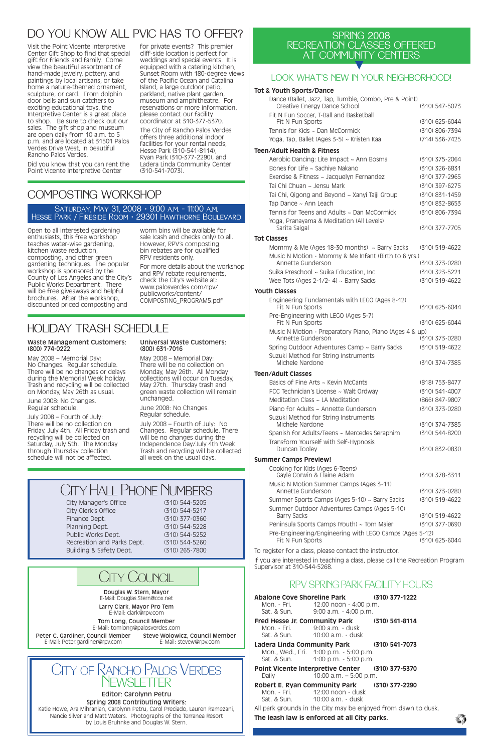# DO YOU KNOW ALL PVIC HAS TO OFFER?

Visit the Point Vicente Interpretive Center Gift Shop to find that special gift for friends and family. Come view the beautiful assortment of hand-made jewelry, pottery, and paintings by local artisans; or take home a nature-themed ornament, sculpture, or card. From dolphin door bells and sun catchers to exciting educational toys, the Interpretive Center is a great place to shop. Be sure to check out our sales. The gift shop and museum are open daily from 10 a.m. to 5 p.m. and are located at 31501 Palos Verdes Drive West, in beautiful Rancho Palos Verdes.

Did you know that you can rent the Point Vicente Interpretive Center for private events? This premier cliff-side location is perfect for weddings and special events. It is equipped with a catering kitchen, Sunset Room with 180-degree views of the Pacific Ocean and Catalina Island, a large outdoor patio, parkland, native plant garden, museum and amphitheatre. For reservations or more information, please contact our facility coordinator at 310-377-5370.

The City of Rancho Palos Verdes offers three additional indoor facilities for your rental needs; Hesse Park (310-541-8114), Ryan Park (310-377-2290), and Ladera Linda Community Center (310-541-7073).

# COMPOSTING WORKSHOP

**Saturday, May 31, 2008 • 9:00 a.m. - 11:00 a.m.**
**Hesse Park / Fireside Room • 29301 Hawthorne Boulevard**

Open to all interested gardening enthusiasts, this free workshop teaches water-wise gardening, kitchen waste reduction, composting, and other green gardening techniques. The popular workshop is sponsored by the County of Los Angeles and the City's Public Works Department. There will be free giveaways and helpful brochures. After the workshop, discounted priced composting and worm bins will be available for sale (cash and checks only) to all. However, RPV's composting bin rebates are for qualified RPV residents only.

For more details about the workshop and RPV rebate requirements, check the City's website at: www.palosverdes.com/rpv/publicworks/content/COMPOSTING_PROGRAMS.pdf

# HOLIDAY TRASH SCHEDULE

**Waste Management Customers: (800) 774-0222**

May 2008 – Memorial Day: No Changes. Regular schedule. There will be no changes or delays during the Memorial Week holiday. Trash and recycling will be collected on Monday, May 26th as usual.

June 2008: No Changes. Regular schedule.

July 2008 – Fourth of July: There will be no collection on Friday, July 4th. All Friday trash and recycling will be collected on Saturday, July 5th. The Monday through Thursday collection schedule will not be affected.

**Universal Waste Customers: (800) 631-7016**

May 2008 – Memorial Day: There will be no collection on Monday, May 26th. All Monday collections will occur on Tuesday, May 27th. Thursday trash and green waste collection will remain unchanged.

June 2008: No Changes. Regular schedule.

July 2008 – Fourth of July: No Changes. Regular schedule. There will be no changes during the Independence Day/July 4th Week. Trash and recycling will be collected all week on the usual days.

# CITY HALL PHONE NUMBERS

| | |
|---|---|
| City Manager's Office | (310) 544-5205 |
| City Clerk's Office | (310) 544-5217 |
| Finance Dept. | (310) 377-0360 |
| Planning Dept. | (310) 544-5228 |
| Public Works Dept. | (310) 544-5252 |
| Recreation and Parks Dept. | (310) 544-5260 |
| Building & Safety Dept. | (310) 265-7800 |

# CITY COUNCIL

**Douglas W. Stern, Mayor**
E-Mail: Douglas.Stern@cox.net

**Larry Clark, Mayor Pro Tem**
E-Mail: clark@rpv.com

**Tom Long, Council Member**
E-Mail: tomlong@palosverdes.com

**Peter C. Gardiner, Council Member**
E-Mail: Peter.gardiner@rpv.com

**Steve Wolowicz, Council Member**
E-Mail: stevew@rpv.com

# CITY OF RANCHO PALOS VERDES NEWSLETTER

**Editor: Carolynn Petru**

**Spring 2008 Contributing Writers:**
Katie Howe, Ara Mihranian, Carolynn Petru, Carol Preciado, Lauren Ramezani, Nancie Silver and Matt Waters. Photographs of the Terranea Resort by Louis Bruhnke and Douglas W. Stern.

# SPRING 2008 RECREATION CLASSES OFFERED AT COMMUNITY CENTERS

## LOOK WHAT'S NEW IN YOUR NEIGHBORHOOD!

### Tot & Youth Sports/Dance

| | |
|---|---|
| Dance (Ballet, Jazz, Tap, Tumble, Combo, Pre & Point) Creative Energy Dance School | (310) 547-5073 |
| Fit N Fun Soccer, T-Ball and Basketball Fit N Fun Sports | (310) 625-6044 |
| Tennis for Kids ~ Dan McCormick | (310) 806-7394 |
| Yoga, Tap, Ballet (Ages 3-5) ~ Kristen Kaa | (714) 536-7425 |

### Teen/Adult Health & Fitness

| | |
|---|---|
| Aerobic Dancing: Lite Impact ~ Ann Bosma | (310) 375-2064 |
| Bones for Life ~ Sachiye Nakano | (310) 326-6831 |
| Exercise & Fitness ~ Jacquelyn Fernandez | (310) 377-2965 |
| Tai Chi Chuan ~ Jensu Mark | (310) 397-6275 |
| Tai Chi, Qigong and Beyond ~ Xanyi Taiji Group | (310) 831-1459 |
| Tap Dance ~ Ann Leach | (310) 832-8653 |
| Tennis for Teens and Adults ~ Dan McCormick | (310) 806-7394 |
| Yoga, Pranayama & Meditation (All Levels) Sarita Saigal | (310) 377-7705 |

### Tot Classes

| | |
|---|---|
| Mommy & Me (Ages 18-30 months) ~ Barry Sacks | (310) 519-4622 |
| Music N Motion - Mommy & Me Infant (Birth to 6 yrs.) Annette Gunderson | (310) 373-0280 |
| Suika Preschool ~ Suika Education, Inc. | (310) 323-5221 |
| Wee Tots (Ages 2-1/2- 4) ~ Barry Sacks | (310) 519-4622 |

### Youth Classes

| | |
|---|---|
| Engineering Fundamentals with LEGO (Ages 8-12) Fit N Fun Sports | (310) 625-6044 |
| Pre-Engineering with LEGO (Ages 5-7) Fit N Fun Sports | (310) 625-6044 |
| Music N Motion - Preparatory Piano, Piano (Ages 4 & up) Annette Gunderson | (310) 373-0280 |
| Spring Outdoor Adventures Camp ~ Barry Sacks | (310) 519-4622 |
| Suzuki Method for String Instruments Michele Nardone | (310) 374-7385 |

### Teen/Adult Classes

| | |
|---|---|
| Basics of Fine Arts ~ Kevin McCants | (818) 753-8477 |
| FCC Technician's License ~ Walt Ordway | (310) 541-4007 |
| Meditation Class ~ LA Meditation | (866) 847-9807 |
| Piano for Adults ~ Annette Gunderson | (310) 373-0280 |
| Suzuki Method for String Instruments Michele Nardone | (310) 374-7385 |
| Spanish for Adults/Teens ~ Mercedes Seraphim | (310) 544-8200 |
| Transform Yourself with Self-Hypnosis Duncan Tooley | (310) 832-0830 |

### Summer Camps Preview!

| | |
|---|---|
| Cooking for Kids (Ages 6-Teens) Gayle Corwin & Elaine Adam | (310) 378-3311 |
| Music N Motion Summer Camps (Ages 3-11) Annette Gunderson | (310) 373-0280 |
| Summer Sports Camps (Ages 5-10) ~ Barry Sacks | (310) 519-4622 |
| Summer Outdoor Adventures Camps (Ages 5-10) Barry Sacks | (310) 519-4622 |
| Peninsula Sports Camps (Youth) ~ Tom Maier | (310) 377-0690 |
| Pre-Engineering/Engineering with LEGO Camps (Ages 5-12) Fit N Fun Sports | (310) 625-6044 |

To register for a class, please contact the instructor.

If you are interested in teaching a class, please call the Recreation Program Supervisor at 310-544-5268.

## RPV SPRING PARK FACILITY HOURS

**Abalone Cove Shoreline Park** (310) 377-1222
Mon. - Fri. 12:00 noon - 4:00 p.m.
Sat. & Sun. 9:00 a.m. - 4:00 p.m.

**Fred Hesse Jr. Community Park** (310) 541-8114
Mon. - Fri. 9:00 a.m. - dusk
Sat. & Sun. 10:00 a.m. - dusk

**Ladera Linda Community Park** (310) 541-7073
Mon., Wed., Fri. 1:00 p.m. - 5:00 p.m.
Sat. & Sun. 1:00 p.m. - 5:00 p.m.

**Point Vicente Interpretive Center** (310) 377-5370
Daily 10:00 a.m. – 5:00 p.m.

**Robert E. Ryan Community Park** (310) 377-2290
Mon. - Fri. 12:00 noon - dusk
Sat. & Sun. 10:00 a.m. - dusk

All park grounds in the City may be enjoyed from dawn to dusk.

**The leash law is enforced at all City parks.**